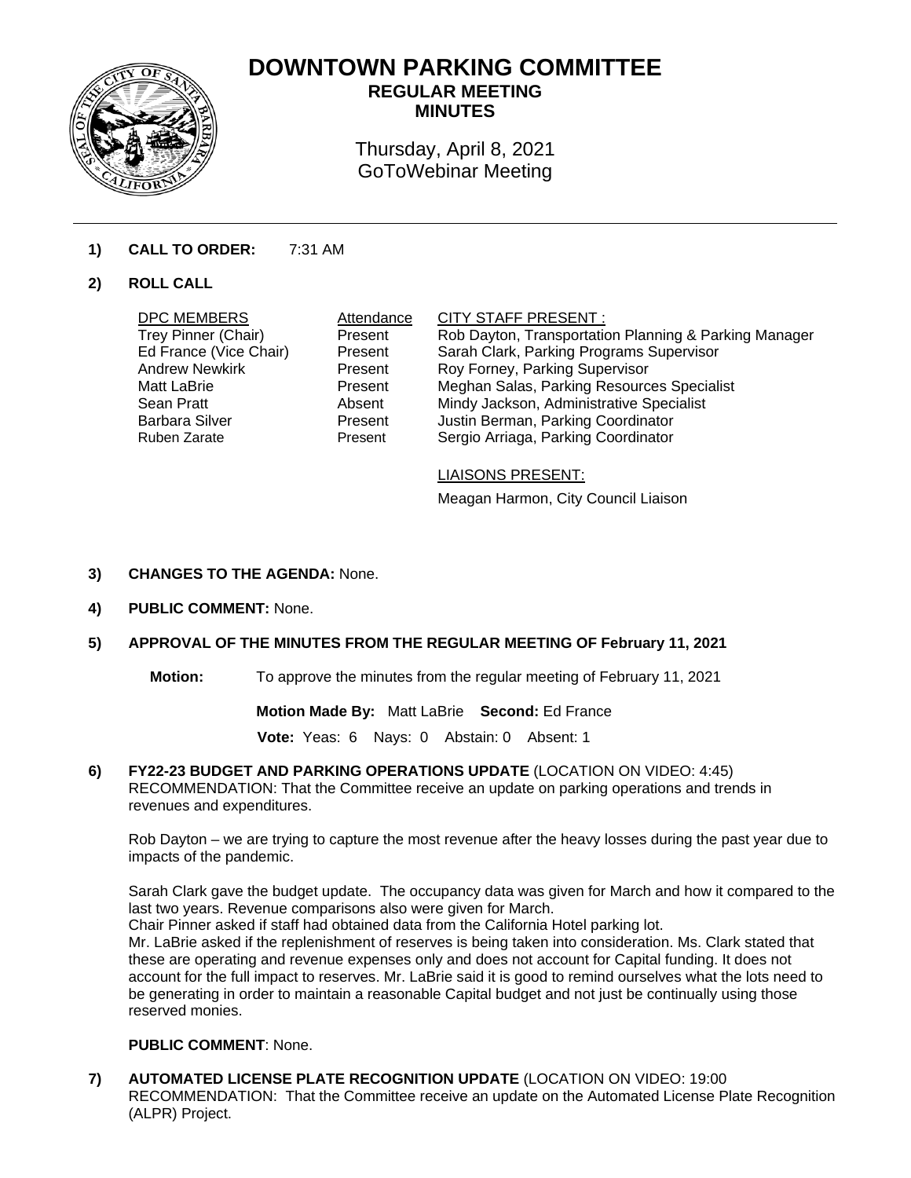# DOWNTOWN PARKING COMMITTEE

## REGULAR MEETING MINUTES

Thursday, April 8, 2021
GoToWebinar Meeting

---

**1) CALL TO ORDER:** 7:31 AM

**2) ROLL CALL**

| DPC MEMBERS | Attendance | CITY STAFF PRESENT : |
|---|---|---|
| Trey Pinner (Chair) | Present | Rob Dayton, Transportation Planning & Parking Manager |
| Ed France (Vice Chair) | Present | Sarah Clark, Parking Programs Supervisor |
| Andrew Newkirk | Present | Roy Forney, Parking Supervisor |
| Matt LaBrie | Present | Meghan Salas, Parking Resources Specialist |
| Sean Pratt | Absent | Mindy Jackson, Administrative Specialist |
| Barbara Silver | Present | Justin Berman, Parking Coordinator |
| Ruben Zarate | Present | Sergio Arriaga, Parking Coordinator |

LIAISONS PRESENT:

Meagan Harmon, City Council Liaison

**3) CHANGES TO THE AGENDA:** None.

**4) PUBLIC COMMENT:** None.

**5) APPROVAL OF THE MINUTES FROM THE REGULAR MEETING OF February 11, 2021**

**Motion:** To approve the minutes from the regular meeting of February 11, 2021

**Motion Made By:** Matt LaBrie **Second:** Ed France

**Vote:** Yeas: 6 Nays: 0 Abstain: 0 Absent: 1

**6) FY22-23 BUDGET AND PARKING OPERATIONS UPDATE** (LOCATION ON VIDEO: 4:45)
RECOMMENDATION: That the Committee receive an update on parking operations and trends in revenues and expenditures.

Rob Dayton – we are trying to capture the most revenue after the heavy losses during the past year due to impacts of the pandemic.

Sarah Clark gave the budget update. The occupancy data was given for March and how it compared to the last two years. Revenue comparisons also were given for March.
Chair Pinner asked if staff had obtained data from the California Hotel parking lot.
Mr. LaBrie asked if the replenishment of reserves is being taken into consideration. Ms. Clark stated that these are operating and revenue expenses only and does not account for Capital funding. It does not account for the full impact to reserves. Mr. LaBrie said it is good to remind ourselves what the lots need to be generating in order to maintain a reasonable Capital budget and not just be continually using those reserved monies.

**PUBLIC COMMENT**: None.

**7) AUTOMATED LICENSE PLATE RECOGNITION UPDATE** (LOCATION ON VIDEO: 19:00
RECOMMENDATION: That the Committee receive an update on the Automated License Plate Recognition (ALPR) Project.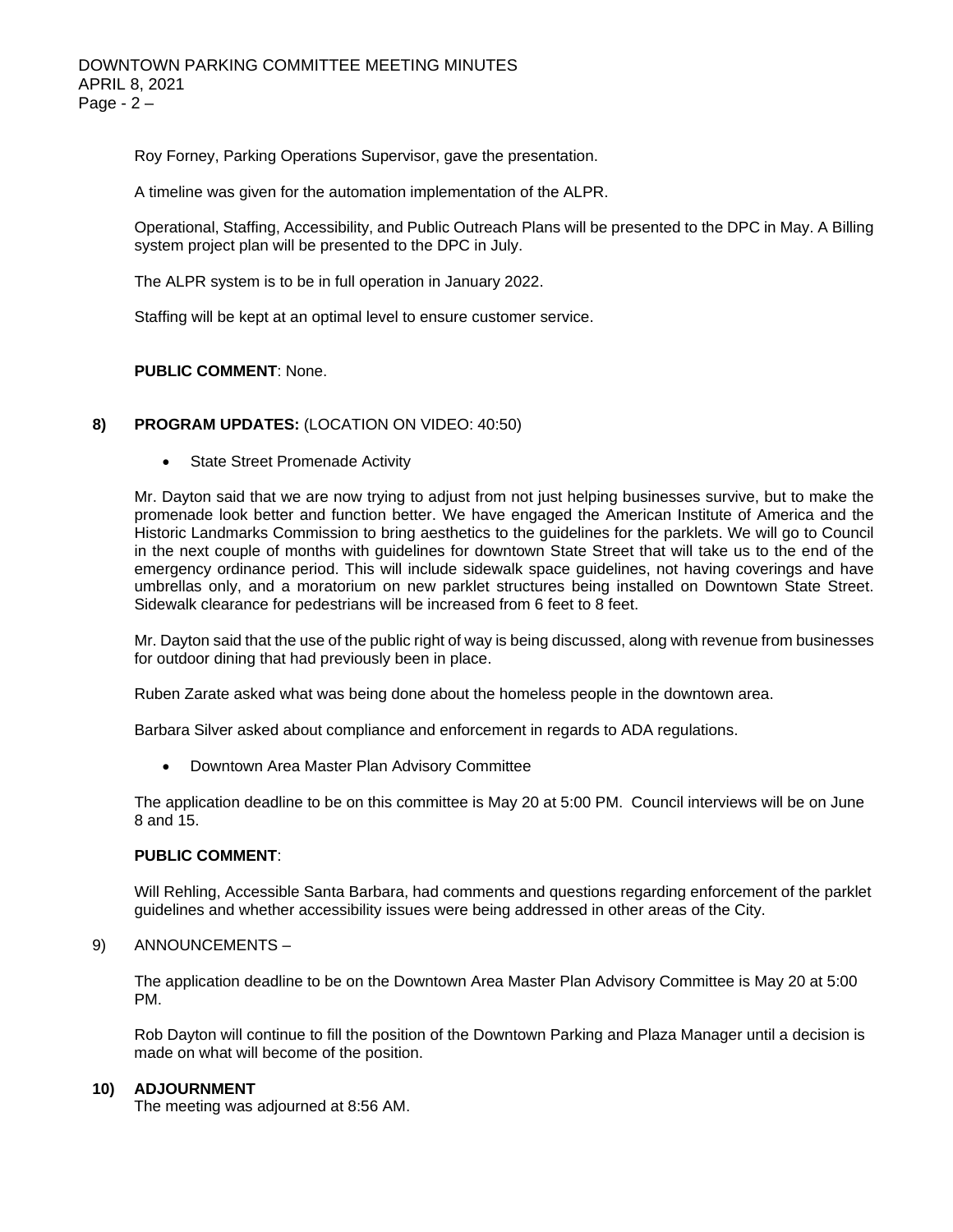Roy Forney, Parking Operations Supervisor, gave the presentation.

A timeline was given for the automation implementation of the ALPR.

Operational, Staffing, Accessibility, and Public Outreach Plans will be presented to the DPC in May. A Billing system project plan will be presented to the DPC in July.

The ALPR system is to be in full operation in January 2022.

Staffing will be kept at an optimal level to ensure customer service.

**PUBLIC COMMENT**: None.

**8) PROGRAM UPDATES:** (LOCATION ON VIDEO: 40:50)

- State Street Promenade Activity

Mr. Dayton said that we are now trying to adjust from not just helping businesses survive, but to make the promenade look better and function better. We have engaged the American Institute of America and the Historic Landmarks Commission to bring aesthetics to the guidelines for the parklets. We will go to Council in the next couple of months with guidelines for downtown State Street that will take us to the end of the emergency ordinance period. This will include sidewalk space guidelines, not having coverings and have umbrellas only, and a moratorium on new parklet structures being installed on Downtown State Street. Sidewalk clearance for pedestrians will be increased from 6 feet to 8 feet.

Mr. Dayton said that the use of the public right of way is being discussed, along with revenue from businesses for outdoor dining that had previously been in place.

Ruben Zarate asked what was being done about the homeless people in the downtown area.

Barbara Silver asked about compliance and enforcement in regards to ADA regulations.

- Downtown Area Master Plan Advisory Committee

The application deadline to be on this committee is May 20 at 5:00 PM. Council interviews will be on June 8 and 15.

**PUBLIC COMMENT**:

Will Rehling, Accessible Santa Barbara, had comments and questions regarding enforcement of the parklet guidelines and whether accessibility issues were being addressed in other areas of the City.

9) ANNOUNCEMENTS –

The application deadline to be on the Downtown Area Master Plan Advisory Committee is May 20 at 5:00 PM.

Rob Dayton will continue to fill the position of the Downtown Parking and Plaza Manager until a decision is made on what will become of the position.

**10) ADJOURNMENT**

The meeting was adjourned at 8:56 AM.